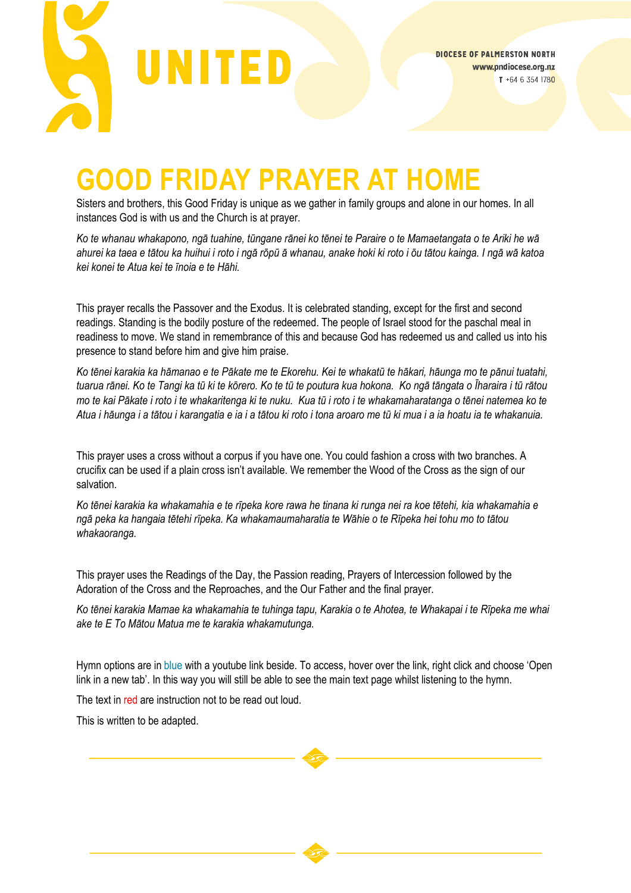UNITED

DIOCESE OF PALMERSTON NORTH
www.pndiocese.org.nz
T +64 6 354 1780

# GOOD FRIDAY PRAYER AT HOME

Sisters and brothers, this Good Friday is unique as we gather in family groups and alone in our homes. In all instances God is with us and the Church is at prayer.

*Ko te whanau whakapono, ngā tuahine, tūngane rānei ko tēnei te Paraire o te Mamaetangata o te Ariki he wā ahurei ka taea e tātou ka huihui i roto i ngā rōpū ā whanau, anake hoki ki roto i ōu tātou kainga. I ngā wā katoa kei konei te Atua kei te īnoia e te Hāhi.*

This prayer recalls the Passover and the Exodus. It is celebrated standing, except for the first and second readings. Standing is the bodily posture of the redeemed. The people of Israel stood for the paschal meal in readiness to move. We stand in remembrance of this and because God has redeemed us and called us into his presence to stand before him and give him praise.

*Ko tēnei karakia ka hāmanao e te Pākate me te Ekorehu. Kei te whakatū te hākari, hāunga mo te pānui tuatahi, tuarua rānei. Ko te Tangi ka tū ki te kōrero. Ko te tū te poutura kua hokona. Ko ngā tāngata o Īharaira i tū rātou mo te kai Pākate i roto i te whakaritenga ki te nuku. Kua tū i roto i te whakamaharatanga o tēnei natemea ko te Atua i hāunga i a tātou i karangatia e ia i a tātou ki roto i tona aroaro me tū ki mua i a ia hoatu ia te whakanuia.*

This prayer uses a cross without a corpus if you have one. You could fashion a cross with two branches. A crucifix can be used if a plain cross isn't available. We remember the Wood of the Cross as the sign of our salvation.

*Ko tēnei karakia ka whakamahia e te rīpeka kore rawa he tinana ki runga nei ra koe tētehi, kia whakamahia e ngā peka ka hangaia tētehi rīpeka. Ka whakamaumaharatia te Wāhie o te Rīpeka hei tohu mo to tātou whakaoranga.*

This prayer uses the Readings of the Day, the Passion reading, Prayers of Intercession followed by the Adoration of the Cross and the Reproaches, and the Our Father and the final prayer.

*Ko tēnei karakia Mamae ka whakamahia te tuhinga tapu, Karakia o te Ahotea, te Whakapai i te Rīpeka me whai ake te E To Mātou Matua me te karakia whakamutunga.*

Hymn options are in blue with a youtube link beside. To access, hover over the link, right click and choose 'Open link in a new tab'. In this way you will still be able to see the main text page whilst listening to the hymn.

The text in red are instruction not to be read out loud.

This is written to be adapted.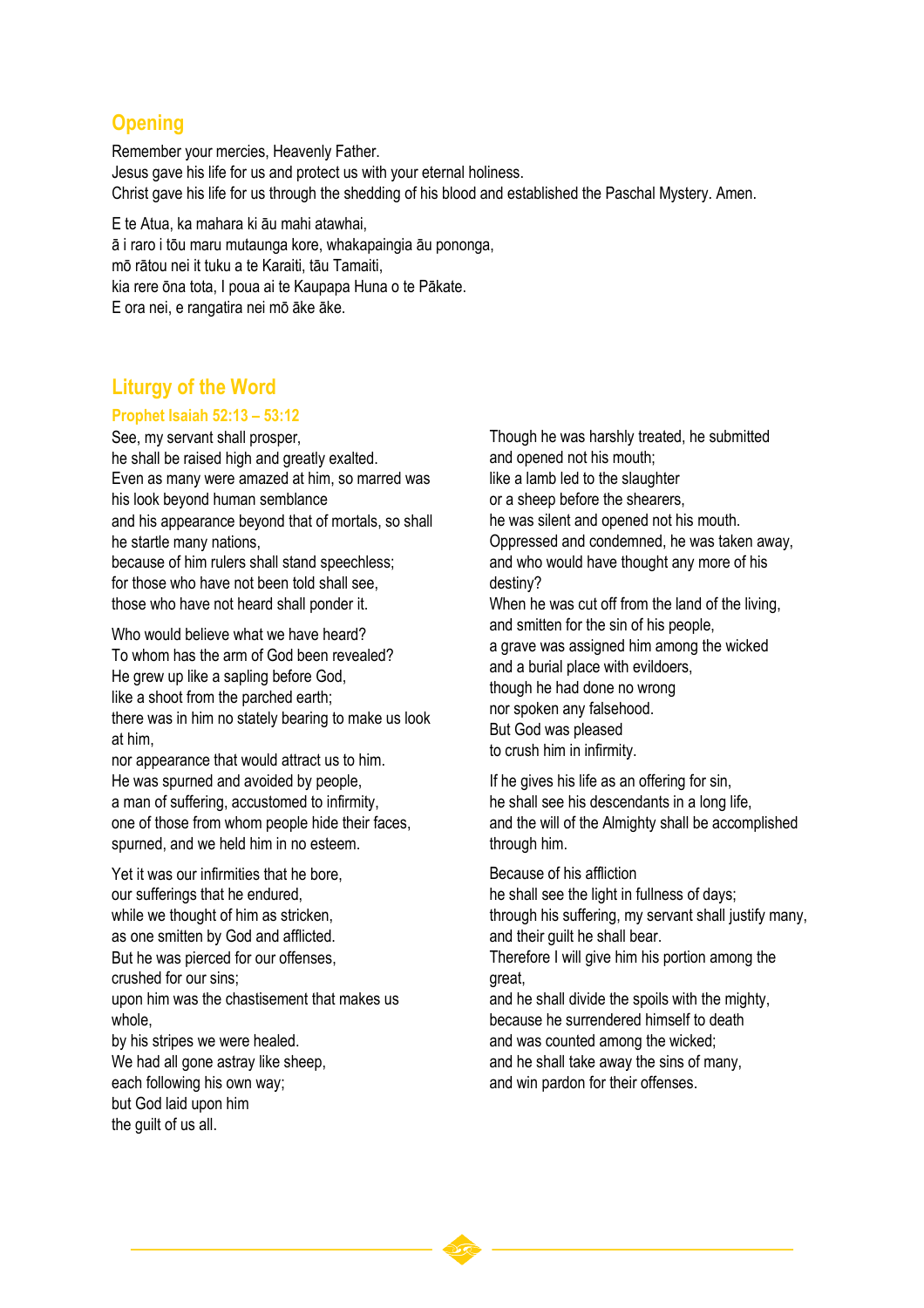## Opening

Remember your mercies, Heavenly Father.
Jesus gave his life for us and protect us with your eternal holiness.
Christ gave his life for us through the shedding of his blood and established the Paschal Mystery. Amen.

E te Atua, ka mahara ki āu mahi atawhai,
ā i raro i tōu maru mutaunga kore, whakapaingia āu pononga,
mō rātou nei it tuku a te Karaiti, tāu Tamaiti,
kia rere ōna tota, I poua ai te Kaupapa Huna o te Pākate.
E ora nei, e rangatira nei mō āke āke.

## Liturgy of the Word

### Prophet Isaiah 52:13 – 53:12

See, my servant shall prosper,
he shall be raised high and greatly exalted.
Even as many were amazed at him, so marred was his look beyond human semblance
and his appearance beyond that of mortals, so shall he startle many nations,
because of him rulers shall stand speechless;
for those who have not been told shall see,
those who have not heard shall ponder it.

Who would believe what we have heard?
To whom has the arm of God been revealed?
He grew up like a sapling before God,
like a shoot from the parched earth;
there was in him no stately bearing to make us look at him,
nor appearance that would attract us to him.
He was spurned and avoided by people,
a man of suffering, accustomed to infirmity,
one of those from whom people hide their faces,
spurned, and we held him in no esteem.

Yet it was our infirmities that he bore,
our sufferings that he endured,
while we thought of him as stricken,
as one smitten by God and afflicted.
But he was pierced for our offenses,
crushed for our sins;
upon him was the chastisement that makes us whole,
by his stripes we were healed.
We had all gone astray like sheep,
each following his own way;
but God laid upon him
the guilt of us all.

Though he was harshly treated, he submitted
and opened not his mouth;
like a lamb led to the slaughter
or a sheep before the shearers,
he was silent and opened not his mouth.
Oppressed and condemned, he was taken away,
and who would have thought any more of his destiny?
When he was cut off from the land of the living,
and smitten for the sin of his people,
a grave was assigned him among the wicked
and a burial place with evildoers,
though he had done no wrong
nor spoken any falsehood.
But God was pleased
to crush him in infirmity.

If he gives his life as an offering for sin,
he shall see his descendants in a long life,
and the will of the Almighty shall be accomplished through him.

Because of his affliction
he shall see the light in fullness of days;
through his suffering, my servant shall justify many,
and their guilt he shall bear.
Therefore I will give him his portion among the great,
and he shall divide the spoils with the mighty,
because he surrendered himself to death
and was counted among the wicked;
and he shall take away the sins of many,
and win pardon for their offenses.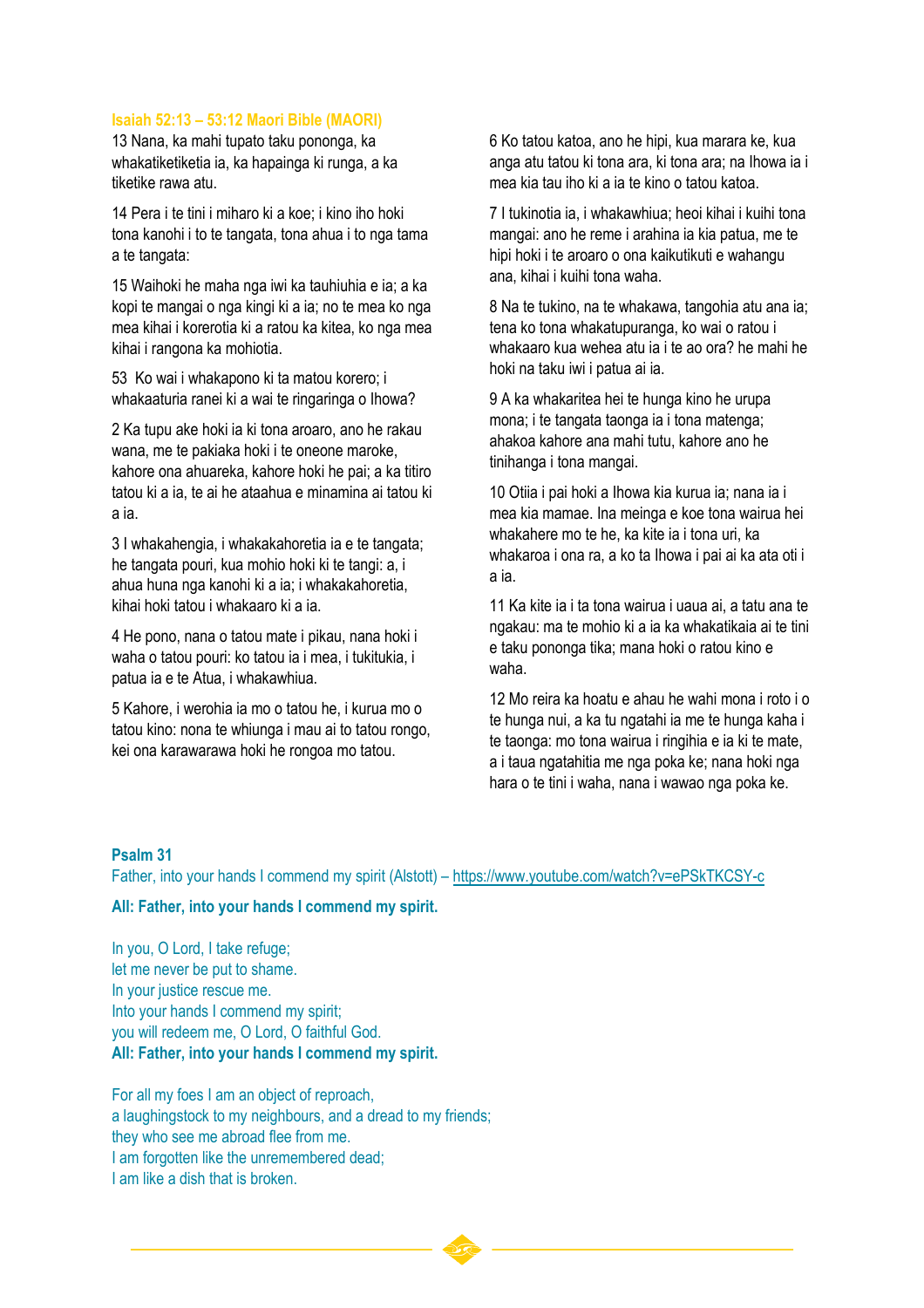**Isaiah 52:13 – 53:12 Maori Bible (MAORI)**

13 Nana, ka mahi tupato taku pononga, ka whakatiketiketia ia, ka hapainga ki runga, a ka tiketike rawa atu.

14 Pera i te tini i miharo ki a koe; i kino iho hoki tona kanohi i to te tangata, tona ahua i to nga tama a te tangata:

15 Waihoki he maha nga iwi ka tauhiuhia e ia; a ka kopi te mangai o nga kingi ki a ia; no te mea ko nga mea kihai i korerotia ki a ratou ka kitea, ko nga mea kihai i rangona ka mohiotia.

53 Ko wai i whakapono ki ta matou korero; i whakaaturia ranei ki a wai te ringaringa o Ihowa?

2 Ka tupu ake hoki ia ki tona aroaro, ano he rakau wana, me te pakiaka hoki i te oneone maroke, kahore ona ahuareka, kahore hoki he pai; a ka titiro tatou ki a ia, te ai he ataahua e minamina ai tatou ki a ia.

3 I whakahengia, i whakakahoretia ia e te tangata; he tangata pouri, kua mohio hoki ki te tangi: a, i ahua huna nga kanohi ki a ia; i whakakahoretia, kihai hoki tatou i whakaaro ki a ia.

4 He pono, nana o tatou mate i pikau, nana hoki i waha o tatou pouri: ko tatou ia i mea, i tukitukia, i patua ia e te Atua, i whakawhiua.

5 Kahore, i werohia ia mo o tatou he, i kurua mo o tatou kino: nona te whiunga i mau ai to tatou rongo, kei ona karawarawa hoki he rongoa mo tatou.

6 Ko tatou katoa, ano he hipi, kua marara ke, kua anga atu tatou ki tona ara, ki tona ara; na Ihowa ia i mea kia tau iho ki a ia te kino o tatou katoa.

7 I tukinotia ia, i whakawhiua; heoi kihai i kuihi tona mangai: ano he reme i arahina ia kia patua, me te hipi hoki i te aroaro o ona kaikutikuti e wahangu ana, kihai i kuihi tona waha.

8 Na te tukino, na te whakawa, tangohia atu ana ia; tena ko tona whakatupuranga, ko wai o ratou i whakaaro kua wehea atu ia i te ao ora? he mahi he hoki na taku iwi i patua ai ia.

9 A ka whakaritea hei te hunga kino he urupa mona; i te tangata taonga ia i tona matenga; ahakoa kahore ana mahi tutu, kahore ano he tinihanga i tona mangai.

10 Otiia i pai hoki a Ihowa kia kurua ia; nana ia i mea kia mamae. Ina meinga e koe tona wairua hei whakahere mo te he, ka kite ia i tona uri, ka whakaroa i ona ra, a ko ta Ihowa i pai ai ka ata oti i a ia.

11 Ka kite ia i ta tona wairua i uaua ai, a tatu ana te ngakau: ma te mohio ki a ia ka whakatikaia ai te tini e taku pononga tika; mana hoki o ratou kino e waha.

12 Mo reira ka hoatu e ahau he wahi mona i roto i o te hunga nui, a ka tu ngatahi ia me te hunga kaha i te taonga: mo tona wairua i ringihia e ia ki te mate, a i taua ngatahitia me nga poka ke; nana hoki nga hara o te tini i waha, nana i wawao nga poka ke.

**Psalm 31**

Father, into your hands I commend my spirit (Alstott) – https://www.youtube.com/watch?v=ePSkTKCSY-c

**All: Father, into your hands I commend my spirit.**

In you, O Lord, I take refuge;
let me never be put to shame.
In your justice rescue me.
Into your hands I commend my spirit;
you will redeem me, O Lord, O faithful God.
**All: Father, into your hands I commend my spirit.**

For all my foes I am an object of reproach,
a laughingstock to my neighbours, and a dread to my friends;
they who see me abroad flee from me.
I am forgotten like the unremembered dead;
I am like a dish that is broken.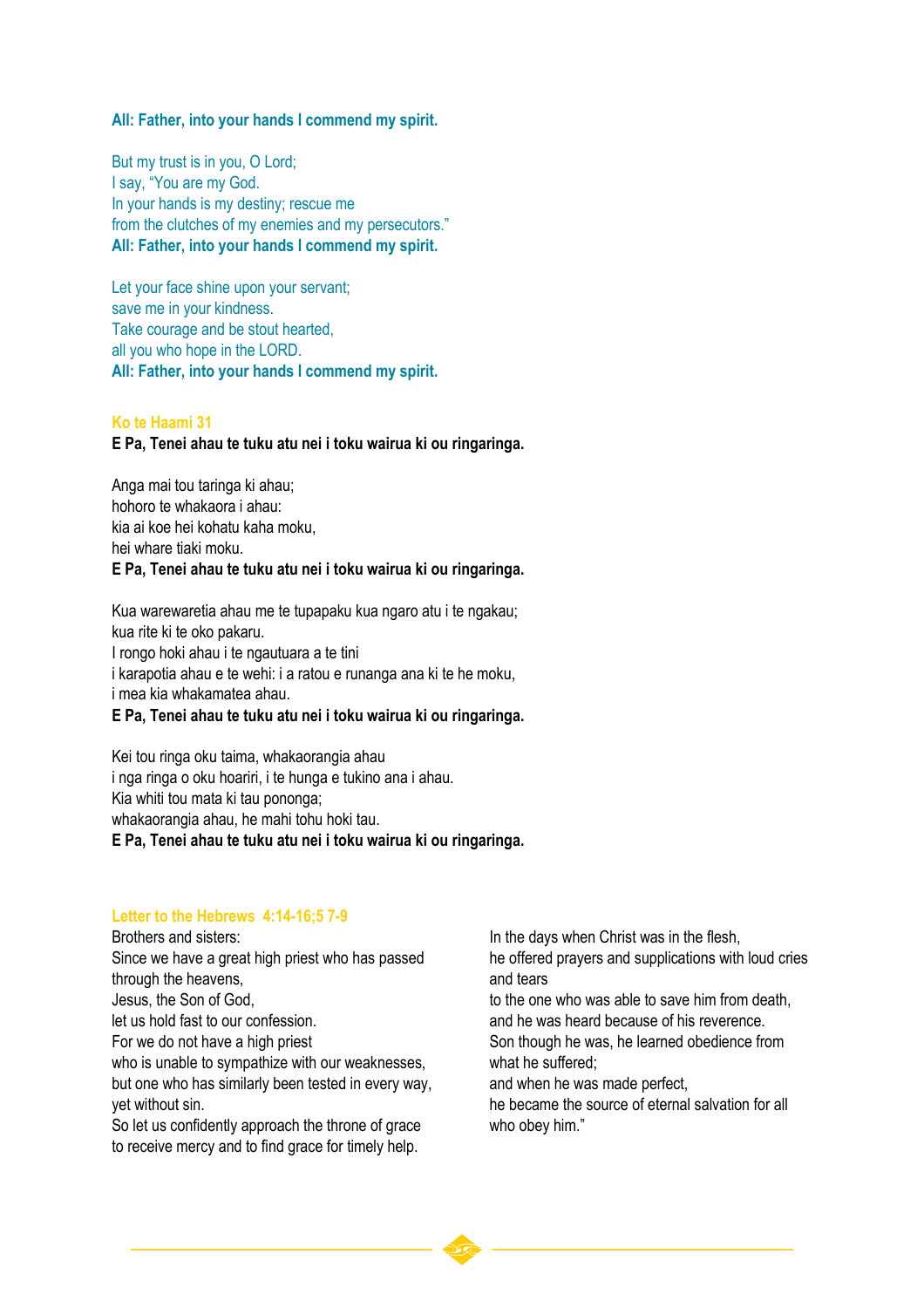**All: Father, into your hands I commend my spirit.**

But my trust is in you, O Lord;
I say, “You are my God.
In your hands is my destiny; rescue me
from the clutches of my enemies and my persecutors.”
**All: Father, into your hands I commend my spirit.**

Let your face shine upon your servant;
save me in your kindness.
Take courage and be stout hearted,
all you who hope in the LORD.
**All: Father, into your hands I commend my spirit.**

### Ko te Haami 31

**E Pa, Tenei ahau te tuku atu nei i toku wairua ki ou ringaringa.**

Anga mai tou taringa ki ahau;
hohoro te whakaora i ahau:
kia ai koe hei kohatu kaha moku,
hei whare tiaki moku.
**E Pa, Tenei ahau te tuku atu nei i toku wairua ki ou ringaringa.**

Kua warewaretia ahau me te tupapaku kua ngaro atu i te ngakau;
kua rite ki te oko pakaru.
I rongo hoki ahau i te ngautuara a te tini
i karapotia ahau e te wehi: i a ratou e runanga ana ki te he moku,
i mea kia whakamatea ahau.
**E Pa, Tenei ahau te tuku atu nei i toku wairua ki ou ringaringa.**

Kei tou ringa oku taima, whakaorangia ahau
i nga ringa o oku hoariri, i te hunga e tukino ana i ahau.
Kia whiti tou mata ki tau pononga;
whakaorangia ahau, he mahi tohu hoki tau.
**E Pa, Tenei ahau te tuku atu nei i toku wairua ki ou ringaringa.**

### Letter to the Hebrews 4:14-16;5 7-9

Brothers and sisters:
Since we have a great high priest who has passed through the heavens,
Jesus, the Son of God,
let us hold fast to our confession.
For we do not have a high priest
who is unable to sympathize with our weaknesses,
but one who has similarly been tested in every way,
yet without sin.
So let us confidently approach the throne of grace
to receive mercy and to find grace for timely help.

In the days when Christ was in the flesh,
he offered prayers and supplications with loud cries and tears
to the one who was able to save him from death,
and he was heard because of his reverence.
Son though he was, he learned obedience from what he suffered;
and when he was made perfect,
he became the source of eternal salvation for all who obey him.”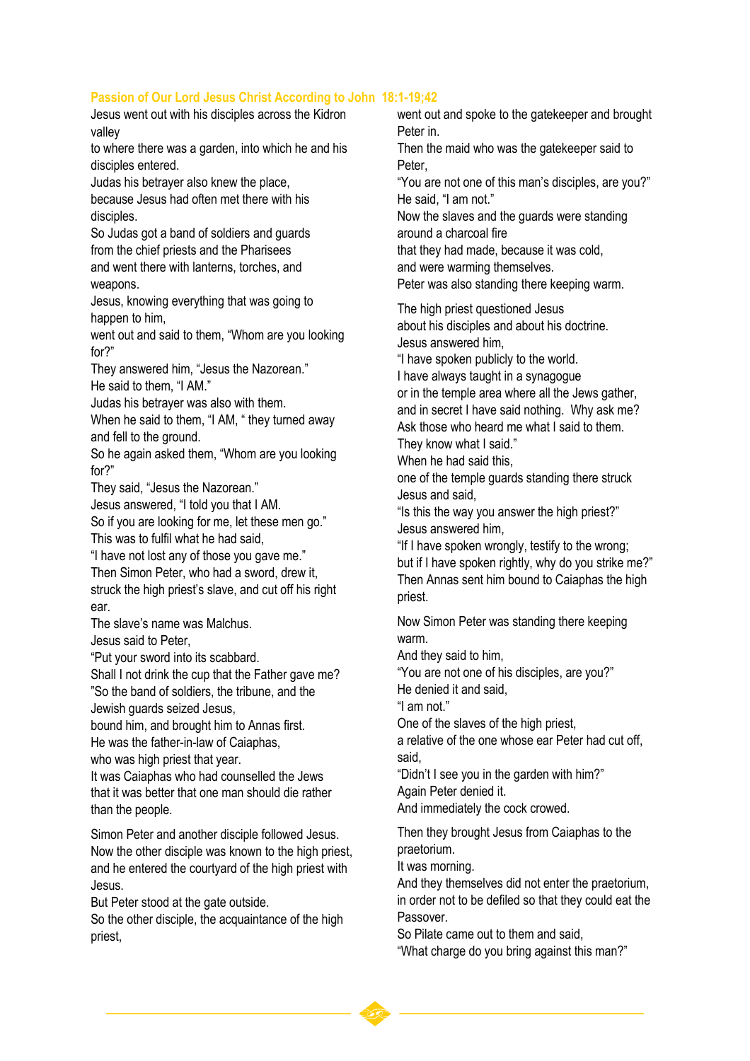## Passion of Our Lord Jesus Christ According to John 18:1-19;42

Jesus went out with his disciples across the Kidron valley
to where there was a garden, into which he and his disciples entered.
Judas his betrayer also knew the place,
because Jesus had often met there with his disciples.
So Judas got a band of soldiers and guards
from the chief priests and the Pharisees
and went there with lanterns, torches, and weapons.
Jesus, knowing everything that was going to happen to him,
went out and said to them, "Whom are you looking for?"
They answered him, "Jesus the Nazorean."
He said to them, "I AM."
Judas his betrayer was also with them.
When he said to them, "I AM, " they turned away and fell to the ground.
So he again asked them, "Whom are you looking for?"
They said, "Jesus the Nazorean."
Jesus answered, "I told you that I AM.
So if you are looking for me, let these men go."
This was to fulfil what he had said,
"I have not lost any of those you gave me."
Then Simon Peter, who had a sword, drew it,
struck the high priest's slave, and cut off his right ear.
The slave's name was Malchus.
Jesus said to Peter,
"Put your sword into its scabbard.
Shall I not drink the cup that the Father gave me?
"So the band of soldiers, the tribune, and the Jewish guards seized Jesus,
bound him, and brought him to Annas first.
He was the father-in-law of Caiaphas,
who was high priest that year.
It was Caiaphas who had counselled the Jews
that it was better that one man should die rather than the people.

Simon Peter and another disciple followed Jesus.
Now the other disciple was known to the high priest,
and he entered the courtyard of the high priest with Jesus.
But Peter stood at the gate outside.
So the other disciple, the acquaintance of the high priest,
went out and spoke to the gatekeeper and brought Peter in.
Then the maid who was the gatekeeper said to Peter,
"You are not one of this man's disciples, are you?"
He said, "I am not."
Now the slaves and the guards were standing around a charcoal fire
that they had made, because it was cold,
and were warming themselves.
Peter was also standing there keeping warm.

The high priest questioned Jesus
about his disciples and about his doctrine.
Jesus answered him,
"I have spoken publicly to the world.
I have always taught in a synagogue
or in the temple area where all the Jews gather,
and in secret I have said nothing. Why ask me?
Ask those who heard me what I said to them.
They know what I said."
When he had said this,
one of the temple guards standing there struck Jesus and said,
"Is this the way you answer the high priest?"
Jesus answered him,
"If I have spoken wrongly, testify to the wrong;
but if I have spoken rightly, why do you strike me?"
Then Annas sent him bound to Caiaphas the high priest.

Now Simon Peter was standing there keeping warm.
And they said to him,
"You are not one of his disciples, are you?"
He denied it and said,
"I am not."
One of the slaves of the high priest,
a relative of the one whose ear Peter had cut off, said,
"Didn't I see you in the garden with him?"
Again Peter denied it.
And immediately the cock crowed.

Then they brought Jesus from Caiaphas to the praetorium.
It was morning.
And they themselves did not enter the praetorium,
in order not to be defiled so that they could eat the Passover.
So Pilate came out to them and said,
"What charge do you bring against this man?"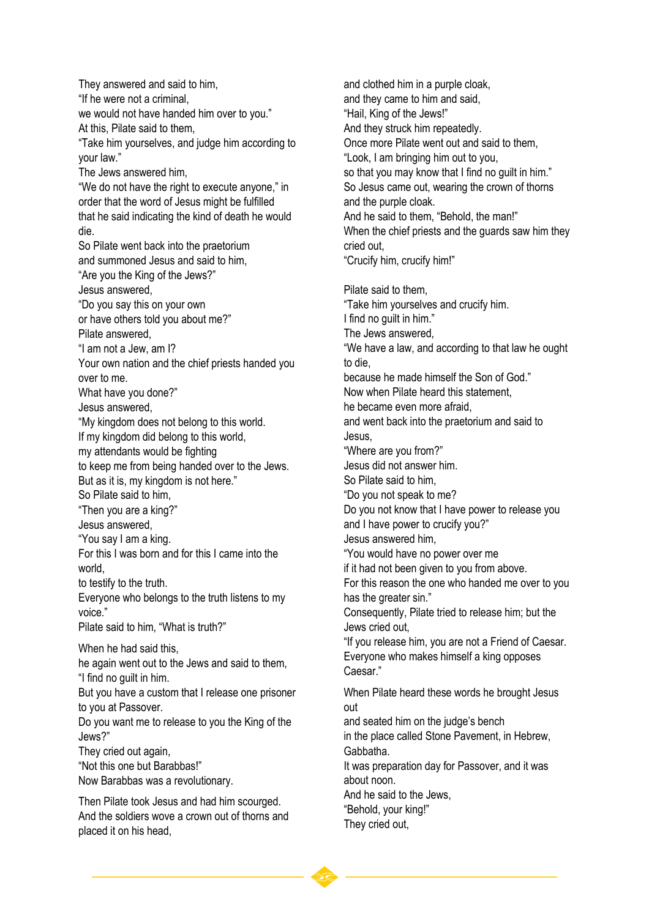They answered and said to him,
"If he were not a criminal,
we would not have handed him over to you."
At this, Pilate said to them,
"Take him yourselves, and judge him according to your law."
The Jews answered him,
"We do not have the right to execute anyone," in order that the word of Jesus might be fulfilled that he said indicating the kind of death he would die.
So Pilate went back into the praetorium
and summoned Jesus and said to him,
"Are you the King of the Jews?"
Jesus answered,
"Do you say this on your own
or have others told you about me?"
Pilate answered,
"I am not a Jew, am I?
Your own nation and the chief priests handed you over to me.
What have you done?"
Jesus answered,
"My kingdom does not belong to this world.
If my kingdom did belong to this world,
my attendants would be fighting
to keep me from being handed over to the Jews.
But as it is, my kingdom is not here."
So Pilate said to him,
"Then you are a king?"
Jesus answered,
"You say I am a king.
For this I was born and for this I came into the world,
to testify to the truth.
Everyone who belongs to the truth listens to my voice."
Pilate said to him, "What is truth?"

When he had said this,
he again went out to the Jews and said to them,
"I find no guilt in him.
But you have a custom that I release one prisoner to you at Passover.
Do you want me to release to you the King of the Jews?"
They cried out again,
"Not this one but Barabbas!"
Now Barabbas was a revolutionary.

Then Pilate took Jesus and had him scourged.
And the soldiers wove a crown out of thorns and placed it on his head,
and clothed him in a purple cloak,
and they came to him and said,
"Hail, King of the Jews!"
And they struck him repeatedly.
Once more Pilate went out and said to them,
"Look, I am bringing him out to you,
so that you may know that I find no guilt in him."
So Jesus came out, wearing the crown of thorns
and the purple cloak.
And he said to them, "Behold, the man!"
When the chief priests and the guards saw him they cried out,
"Crucify him, crucify him!"

Pilate said to them,
"Take him yourselves and crucify him.
I find no guilt in him."
The Jews answered,
"We have a law, and according to that law he ought to die,
because he made himself the Son of God."
Now when Pilate heard this statement,
he became even more afraid,
and went back into the praetorium and said to Jesus,
"Where are you from?"
Jesus did not answer him.
So Pilate said to him,
"Do you not speak to me?
Do you not know that I have power to release you
and I have power to crucify you?"
Jesus answered him,
"You would have no power over me
if it had not been given to you from above.
For this reason the one who handed me over to you has the greater sin."
Consequently, Pilate tried to release him; but the Jews cried out,
"If you release him, you are not a Friend of Caesar.
Everyone who makes himself a king opposes Caesar."

When Pilate heard these words he brought Jesus out
and seated him on the judge's bench
in the place called Stone Pavement, in Hebrew, Gabbatha.
It was preparation day for Passover, and it was about noon.
And he said to the Jews,
"Behold, your king!"
They cried out,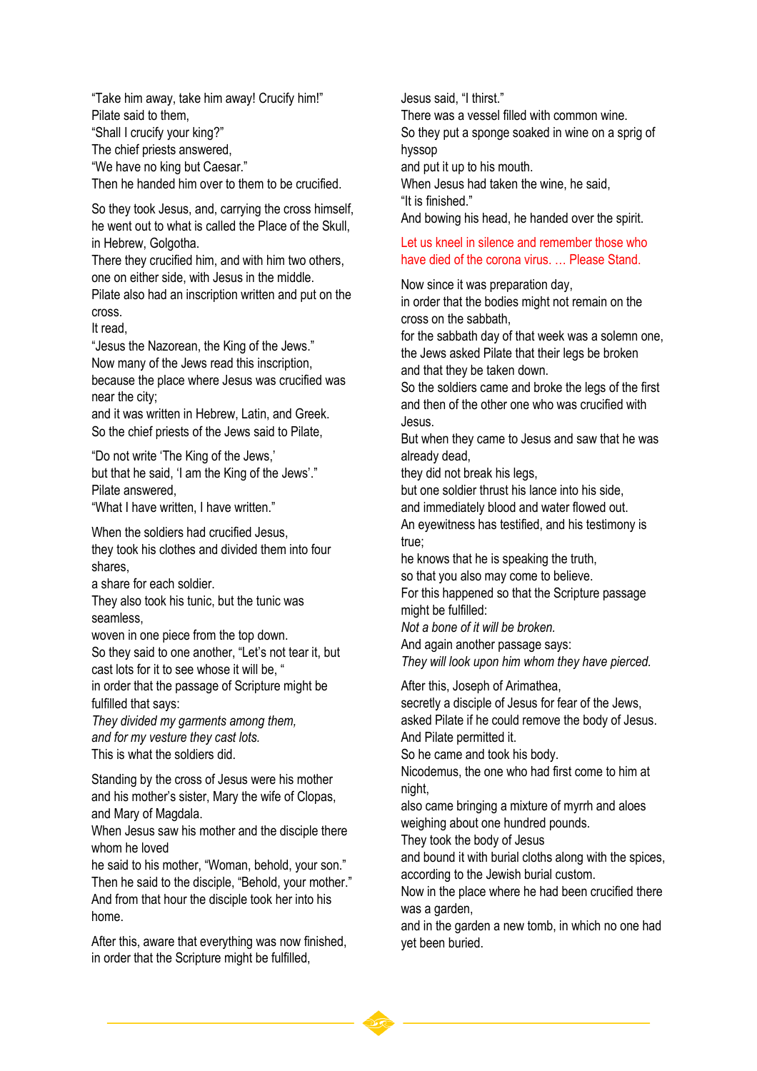"Take him away, take him away! Crucify him!"
Pilate said to them,
"Shall I crucify your king?"
The chief priests answered,
"We have no king but Caesar."
Then he handed him over to them to be crucified.

So they took Jesus, and, carrying the cross himself,
he went out to what is called the Place of the Skull,
in Hebrew, Golgotha.
There they crucified him, and with him two others,
one on either side, with Jesus in the middle.
Pilate also had an inscription written and put on the cross.
It read,
"Jesus the Nazorean, the King of the Jews."
Now many of the Jews read this inscription,
because the place where Jesus was crucified was near the city;
and it was written in Hebrew, Latin, and Greek.
So the chief priests of the Jews said to Pilate,

"Do not write 'The King of the Jews,'
but that he said, 'I am the King of the Jews'."
Pilate answered,
"What I have written, I have written."

When the soldiers had crucified Jesus,
they took his clothes and divided them into four shares,
a share for each soldier.
They also took his tunic, but the tunic was seamless,
woven in one piece from the top down.
So they said to one another, "Let's not tear it, but cast lots for it to see whose it will be, "
in order that the passage of Scripture might be fulfilled that says:
*They divided my garments among them,*
*and for my vesture they cast lots.*
This is what the soldiers did.

Standing by the cross of Jesus were his mother
and his mother's sister, Mary the wife of Clopas,
and Mary of Magdala.
When Jesus saw his mother and the disciple there whom he loved
he said to his mother, "Woman, behold, your son."
Then he said to the disciple, "Behold, your mother."
And from that hour the disciple took her into his home.

After this, aware that everything was now finished,
in order that the Scripture might be fulfilled,
Jesus said, "I thirst."
There was a vessel filled with common wine.
So they put a sponge soaked in wine on a sprig of hyssop
and put it up to his mouth.
When Jesus had taken the wine, he said,
"It is finished."
And bowing his head, he handed over the spirit.

Let us kneel in silence and remember those who have died of the corona virus. … Please Stand.

Now since it was preparation day,
in order that the bodies might not remain on the cross on the sabbath,
for the sabbath day of that week was a solemn one,
the Jews asked Pilate that their legs be broken
and that they be taken down.
So the soldiers came and broke the legs of the first
and then of the other one who was crucified with Jesus.
But when they came to Jesus and saw that he was already dead,
they did not break his legs,
but one soldier thrust his lance into his side,
and immediately blood and water flowed out.
An eyewitness has testified, and his testimony is true;
he knows that he is speaking the truth,
so that you also may come to believe.
For this happened so that the Scripture passage might be fulfilled:
*Not a bone of it will be broken.*
And again another passage says:
*They will look upon him whom they have pierced.*

After this, Joseph of Arimathea,
secretly a disciple of Jesus for fear of the Jews,
asked Pilate if he could remove the body of Jesus.
And Pilate permitted it.
So he came and took his body.
Nicodemus, the one who had first come to him at night,
also came bringing a mixture of myrrh and aloes
weighing about one hundred pounds.
They took the body of Jesus
and bound it with burial cloths along with the spices,
according to the Jewish burial custom.
Now in the place where he had been crucified there was a garden,
and in the garden a new tomb, in which no one had yet been buried.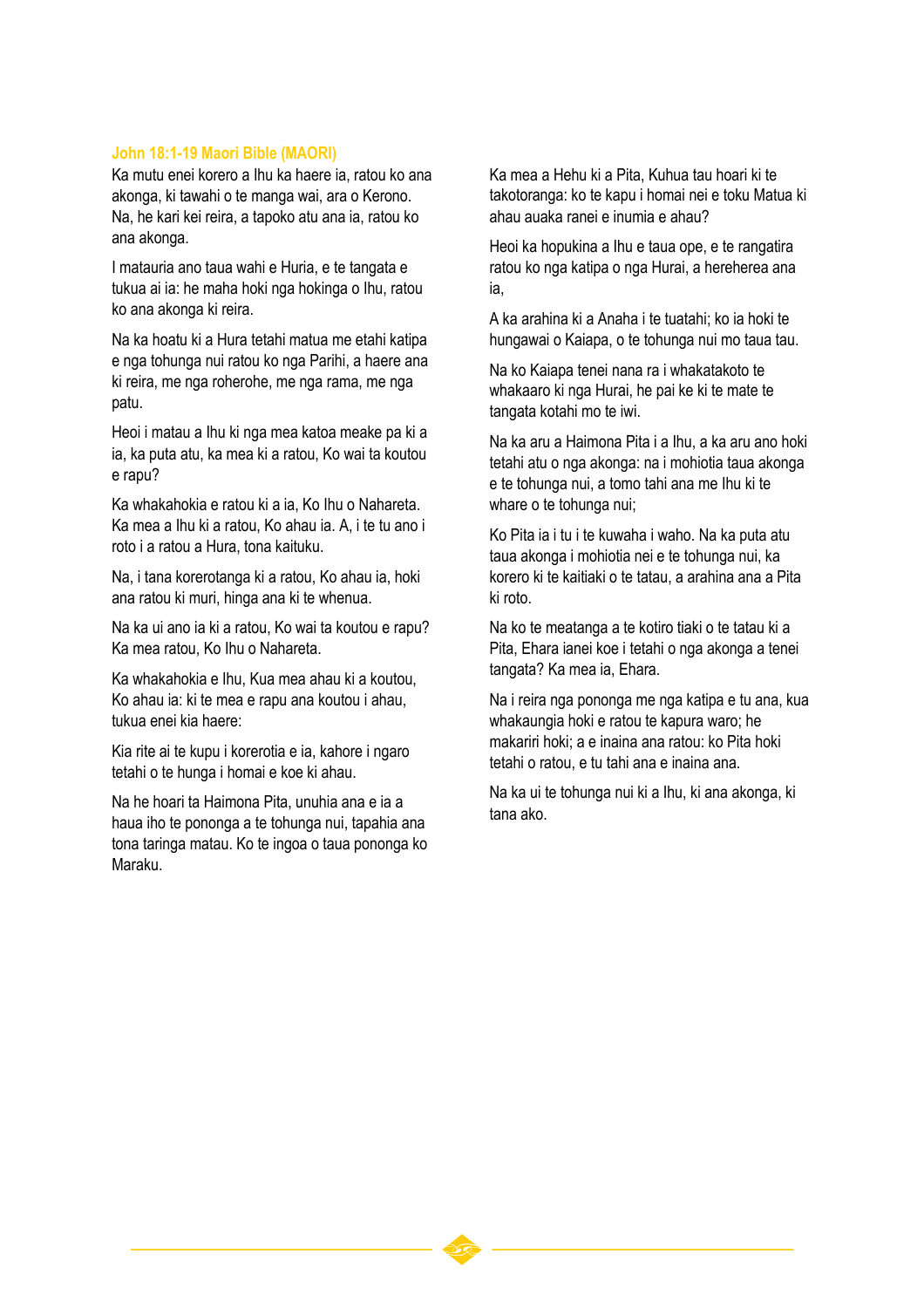### John 18:1-19 Maori Bible (MAORI)

Ka mutu enei korero a Ihu ka haere ia, ratou ko ana akonga, ki tawahi o te manga wai, ara o Kerono. Na, he kari kei reira, a tapoko atu ana ia, ratou ko ana akonga.

I matauria ano taua wahi e Huria, e te tangata e tukua ai ia: he maha hoki nga hokinga o Ihu, ratou ko ana akonga ki reira.

Na ka hoatu ki a Hura tetahi matua me etahi katipa e nga tohunga nui ratou ko nga Parihi, a haere ana ki reira, me nga roherohe, me nga rama, me nga patu.

Heoi i matau a Ihu ki nga mea katoa meake pa ki a ia, ka puta atu, ka mea ki a ratou, Ko wai ta koutou e rapu?

Ka whakahokia e ratou ki a ia, Ko Ihu o Nahareta. Ka mea a Ihu ki a ratou, Ko ahau ia. A, i te tu ano i roto i a ratou a Hura, tona kaituku.

Na, i tana korerotanga ki a ratou, Ko ahau ia, hoki ana ratou ki muri, hinga ana ki te whenua.

Na ka ui ano ia ki a ratou, Ko wai ta koutou e rapu? Ka mea ratou, Ko Ihu o Nahareta.

Ka whakahokia e Ihu, Kua mea ahau ki a koutou, Ko ahau ia: ki te mea e rapu ana koutou i ahau, tukua enei kia haere:

Kia rite ai te kupu i korerotia e ia, kahore i ngaro tetahi o te hunga i homai e koe ki ahau.

Na he hoari ta Haimona Pita, unuhia ana e ia a haua iho te pononga a te tohunga nui, tapahia ana tona taringa matau. Ko te ingoa o taua pononga ko Maraku.

Ka mea a Hehu ki a Pita, Kuhua tau hoari ki te takotoranga: ko te kapu i homai nei e toku Matua ki ahau auaka ranei e inumia e ahau?

Heoi ka hopukina a Ihu e taua ope, e te rangatira ratou ko nga katipa o nga Hurai, a hereherea ana ia,

A ka arahina ki a Anaha i te tuatahi; ko ia hoki te hungawai o Kaiapa, o te tohunga nui mo taua tau.

Na ko Kaiapa tenei nana ra i whakatakoto te whakaaro ki nga Hurai, he pai ke ki te mate te tangata kotahi mo te iwi.

Na ka aru a Haimona Pita i a Ihu, a ka aru ano hoki tetahi atu o nga akonga: na i mohiotia taua akonga e te tohunga nui, a tomo tahi ana me Ihu ki te whare o te tohunga nui;

Ko Pita ia i tu i te kuwaha i waho. Na ka puta atu taua akonga i mohiotia nei e te tohunga nui, ka korero ki te kaitiaki o te tatau, a arahina ana a Pita ki roto.

Na ko te meatanga a te kotiro tiaki o te tatau ki a Pita, Ehara ianei koe i tetahi o nga akonga a tenei tangata? Ka mea ia, Ehara.

Na i reira nga pononga me nga katipa e tu ana, kua whakaungia hoki e ratou te kapura waro; he makariri hoki; a e inaina ana ratou: ko Pita hoki tetahi o ratou, e tu tahi ana e inaina ana.

Na ka ui te tohunga nui ki a Ihu, ki ana akonga, ki tana ako.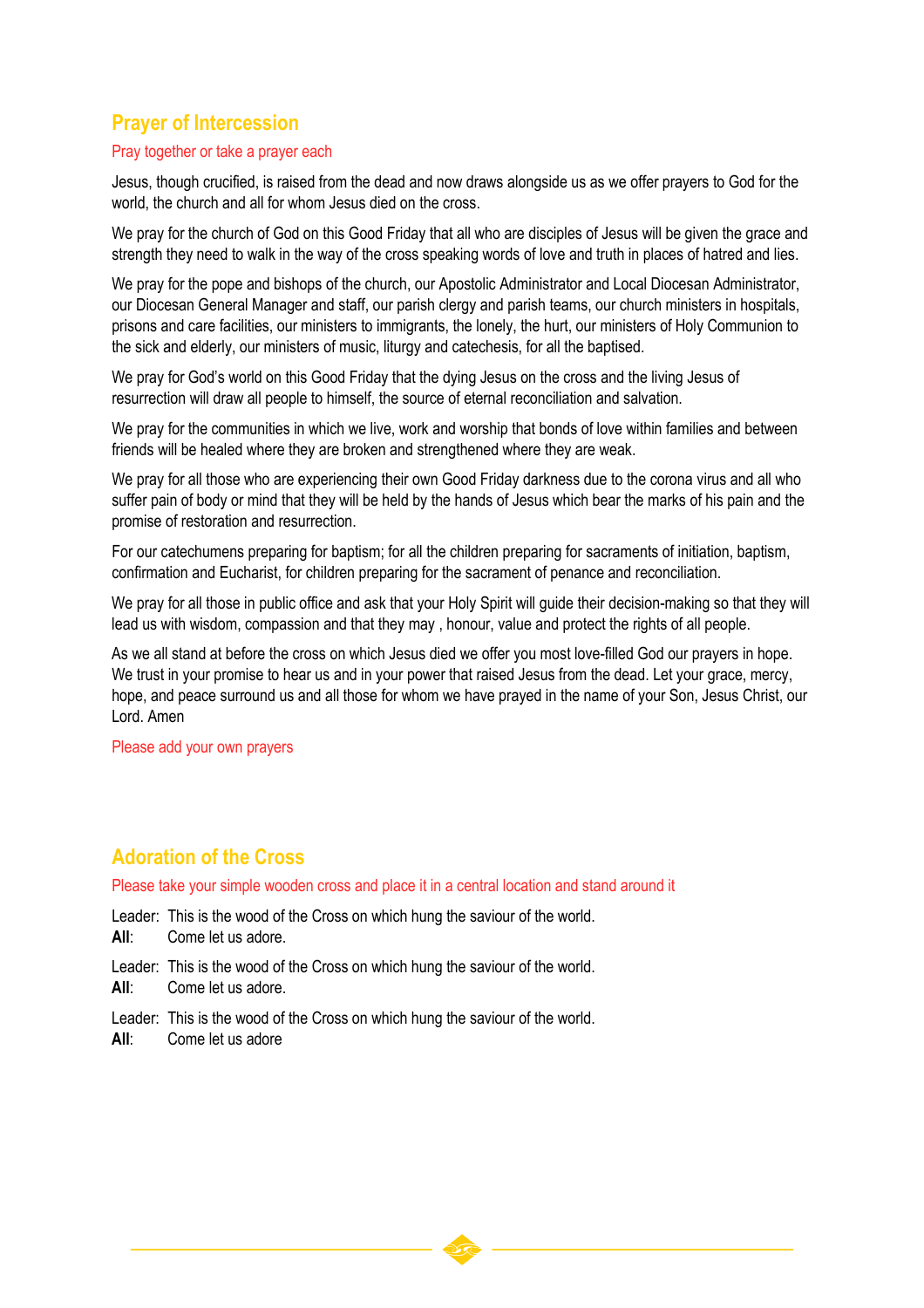## Prayer of Intercession

Pray together or take a prayer each

Jesus, though crucified, is raised from the dead and now draws alongside us as we offer prayers to God for the world, the church and all for whom Jesus died on the cross.

We pray for the church of God on this Good Friday that all who are disciples of Jesus will be given the grace and strength they need to walk in the way of the cross speaking words of love and truth in places of hatred and lies.

We pray for the pope and bishops of the church, our Apostolic Administrator and Local Diocesan Administrator, our Diocesan General Manager and staff, our parish clergy and parish teams, our church ministers in hospitals, prisons and care facilities, our ministers to immigrants, the lonely, the hurt, our ministers of Holy Communion to the sick and elderly, our ministers of music, liturgy and catechesis, for all the baptised.

We pray for God's world on this Good Friday that the dying Jesus on the cross and the living Jesus of resurrection will draw all people to himself, the source of eternal reconciliation and salvation.

We pray for the communities in which we live, work and worship that bonds of love within families and between friends will be healed where they are broken and strengthened where they are weak.

We pray for all those who are experiencing their own Good Friday darkness due to the corona virus and all who suffer pain of body or mind that they will be held by the hands of Jesus which bear the marks of his pain and the promise of restoration and resurrection.

For our catechumens preparing for baptism; for all the children preparing for sacraments of initiation, baptism, confirmation and Eucharist, for children preparing for the sacrament of penance and reconciliation.

We pray for all those in public office and ask that your Holy Spirit will guide their decision-making so that they will lead us with wisdom, compassion and that they may , honour, value and protect the rights of all people.

As we all stand at before the cross on which Jesus died we offer you most love-filled God our prayers in hope. We trust in your promise to hear us and in your power that raised Jesus from the dead. Let your grace, mercy, hope, and peace surround us and all those for whom we have prayed in the name of your Son, Jesus Christ, our Lord. Amen

Please add your own prayers

## Adoration of the Cross

Please take your simple wooden cross and place it in a central location and stand around it

Leader: This is the wood of the Cross on which hung the saviour of the world.
**All**: Come let us adore.

Leader: This is the wood of the Cross on which hung the saviour of the world.
**All**: Come let us adore.

Leader: This is the wood of the Cross on which hung the saviour of the world.
**All**: Come let us adore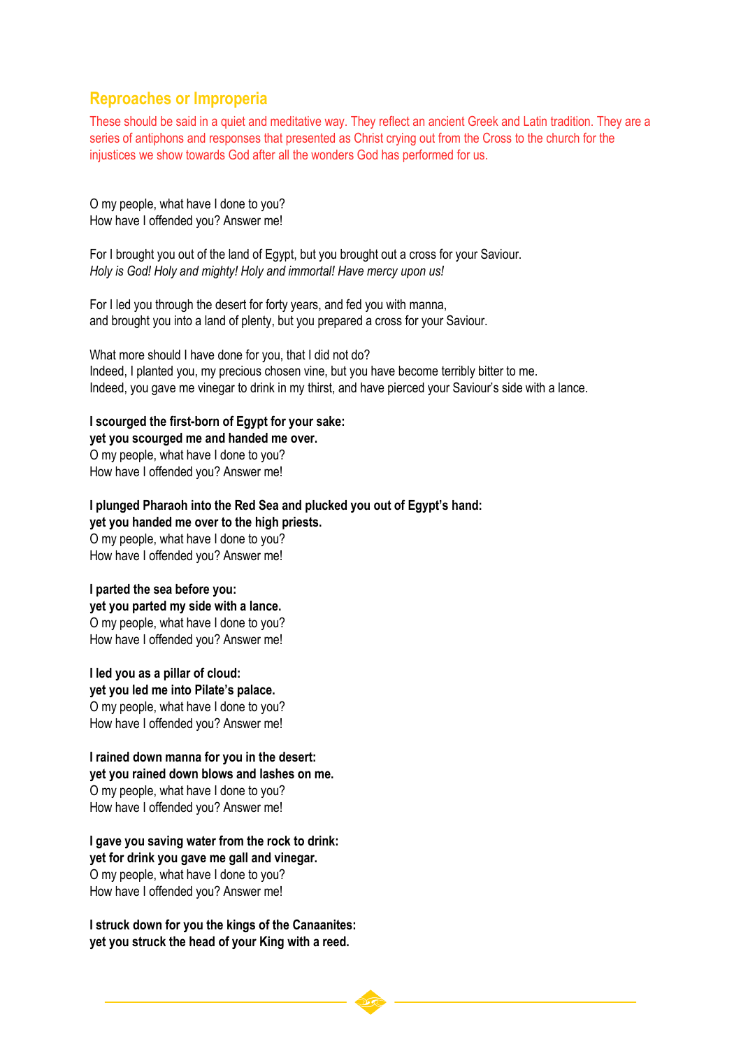## Reproaches or Improperia

These should be said in a quiet and meditative way. They reflect an ancient Greek and Latin tradition. They are a series of antiphons and responses that presented as Christ crying out from the Cross to the church for the injustices we show towards God after all the wonders God has performed for us.

O my people, what have I done to you?
How have I offended you? Answer me!

For I brought you out of the land of Egypt, but you brought out a cross for your Saviour.
*Holy is God! Holy and mighty! Holy and immortal! Have mercy upon us!*

For I led you through the desert for forty years, and fed you with manna,
and brought you into a land of plenty, but you prepared a cross for your Saviour.

What more should I have done for you, that I did not do?
Indeed, I planted you, my precious chosen vine, but you have become terribly bitter to me.
Indeed, you gave me vinegar to drink in my thirst, and have pierced your Saviour's side with a lance.

**I scourged the first-born of Egypt for your sake:**
**yet you scourged me and handed me over.**
O my people, what have I done to you?
How have I offended you? Answer me!

**I plunged Pharaoh into the Red Sea and plucked you out of Egypt's hand:**
**yet you handed me over to the high priests.**
O my people, what have I done to you?
How have I offended you? Answer me!

**I parted the sea before you:**
**yet you parted my side with a lance.**
O my people, what have I done to you?
How have I offended you? Answer me!

**I led you as a pillar of cloud:**
**yet you led me into Pilate's palace.**
O my people, what have I done to you?
How have I offended you? Answer me!

**I rained down manna for you in the desert:**
**yet you rained down blows and lashes on me.**
O my people, what have I done to you?
How have I offended you? Answer me!

**I gave you saving water from the rock to drink:**
**yet for drink you gave me gall and vinegar.**
O my people, what have I done to you?
How have I offended you? Answer me!

**I struck down for you the kings of the Canaanites:**
**yet you struck the head of your King with a reed.**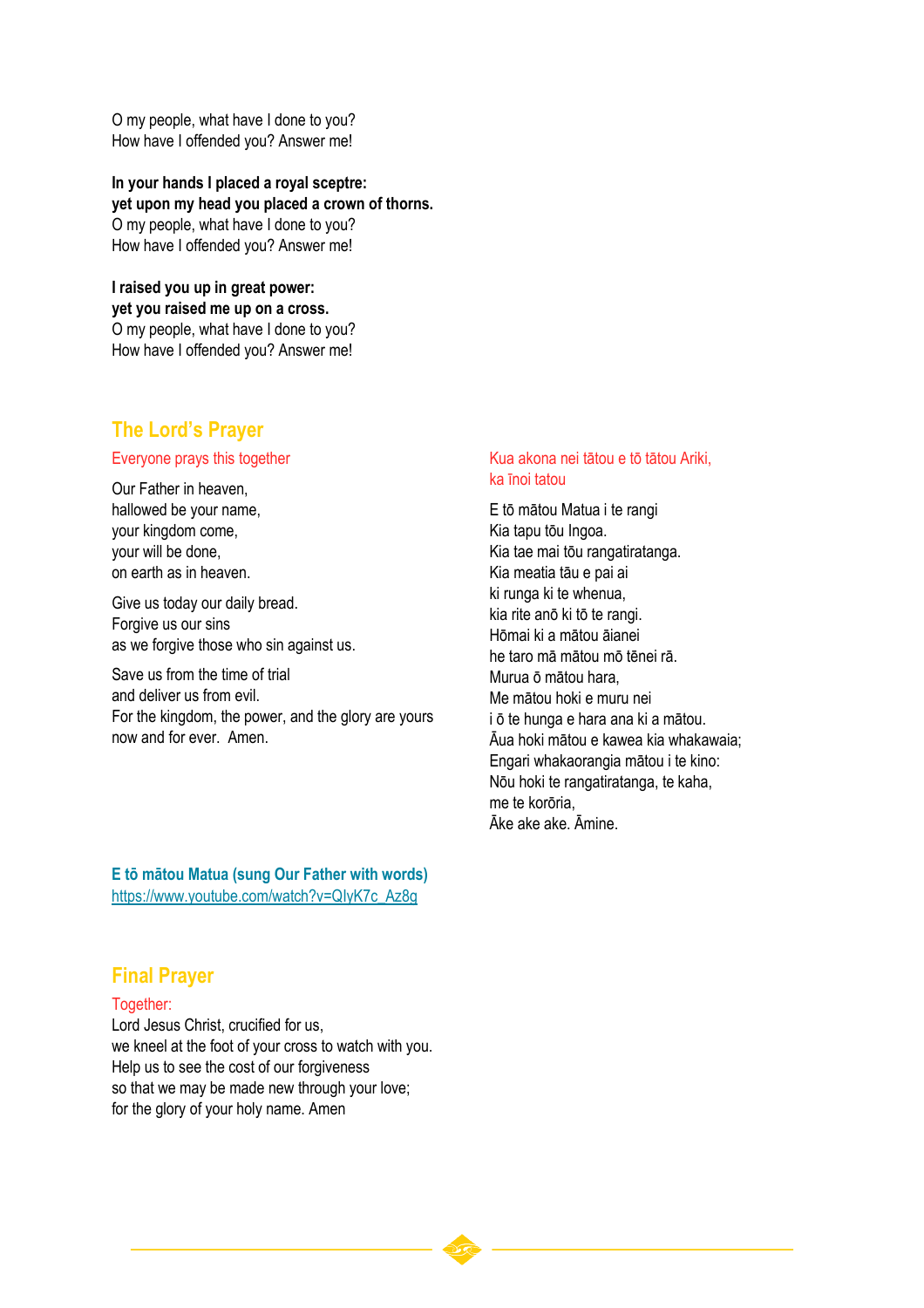O my people, what have I done to you?
How have I offended you? Answer me!

**In your hands I placed a royal sceptre:**
**yet upon my head you placed a crown of thorns.**
O my people, what have I done to you?
How have I offended you? Answer me!

**I raised you up in great power:**
**yet you raised me up on a cross.**
O my people, what have I done to you?
How have I offended you? Answer me!

## The Lord's Prayer

Everyone prays this together

Our Father in heaven,
hallowed be your name,
your kingdom come,
your will be done,
on earth as in heaven.

Give us today our daily bread.
Forgive us our sins
as we forgive those who sin against us.

Save us from the time of trial
and deliver us from evil.
For the kingdom, the power, and the glory are yours
now and for ever. Amen.

Kua akona nei tātou e tō tātou Ariki,
ka īnoi tatou

E tō mātou Matua i te rangi
Kia tapu tōu Ingoa.
Kia tae mai tōu rangatiratanga.
Kia meatia tāu e pai ai
ki runga ki te whenua,
kia rite anō ki tō te rangi.
Hōmai ki a mātou āianei
he taro mā mātou mō tēnei rā.
Murua ō mātou hara,
Me mātou hoki e muru nei
i ō te hunga e hara ana ki a mātou.
Āua hoki mātou e kawea kia whakawaia;
Engari whakaorangia mātou i te kino:
Nōu hoki te rangatiratanga, te kaha,
me te korōria,
Āke ake ake. Āmine.

**E tō mātou Matua (sung Our Father with words)**
https://www.youtube.com/watch?v=QlyK7c_Az8g

## Final Prayer

Together:
Lord Jesus Christ, crucified for us,
we kneel at the foot of your cross to watch with you.
Help us to see the cost of our forgiveness
so that we may be made new through your love;
for the glory of your holy name. Amen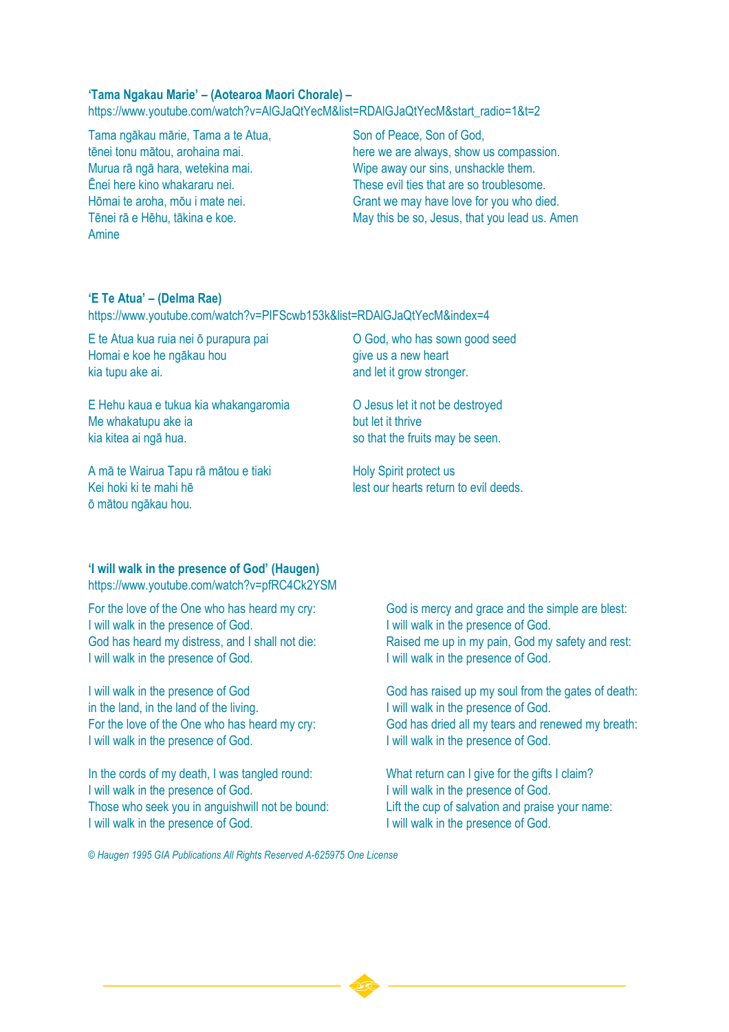**'Tama Ngakau Marie' – (Aotearoa Maori Chorale) –**
https://www.youtube.com/watch?v=AIGJaQtYecM&list=RDAIGJaQtYecM&start_radio=1&t=2

Tama ngākau mārie, Tama a te Atua,
tēnei tonu mātou, arohaina mai.
Murua rā ngā hara, wetekina mai.
Ēnei here kino whakararu nei.
Hōmai te aroha, mōu i mate nei.
Tēnei rā e Hēhu, tākina e koe.
Amine

Son of Peace, Son of God,
here we are always, show us compassion.
Wipe away our sins, unshackle them.
These evil ties that are so troublesome.
Grant we may have love for you who died.
May this be so, Jesus, that you lead us. Amen

**'E Te Atua' – (Delma Rae)**
https://www.youtube.com/watch?v=PIFScwb153k&list=RDAIGJaQtYecM&index=4

E te Atua kua ruia nei ō purapura pai
Homai e koe he ngākau hou
kia tupu ake ai.

O God, who has sown good seed
give us a new heart
and let it grow stronger.

E Hehu kaua e tukua kia whakangaromia
Me whakatupu ake ia
kia kitea ai ngā hua.

O Jesus let it not be destroyed
but let it thrive
so that the fruits may be seen.

A mā te Wairua Tapu rā mātou e tiaki
Kei hoki ki te mahi hē
ō mātou ngākau hou.

Holy Spirit protect us
lest our hearts return to evil deeds.

**'I will walk in the presence of God' (Haugen)**
https://www.youtube.com/watch?v=pfRC4Ck2YSM

For the love of the One who has heard my cry:
I will walk in the presence of God.
God has heard my distress, and I shall not die:
I will walk in the presence of God.

I will walk in the presence of God
in the land, in the land of the living.
For the love of the One who has heard my cry:
I will walk in the presence of God.

In the cords of my death, I was tangled round:
I will walk in the presence of God.
Those who seek you in anguishwill not be bound:
I will walk in the presence of God.

God is mercy and grace and the simple are blest:
I will walk in the presence of God.
Raised me up in my pain, God my safety and rest:
I will walk in the presence of God.

God has raised up my soul from the gates of death:
I will walk in the presence of God.
God has dried all my tears and renewed my breath:
I will walk in the presence of God.

What return can I give for the gifts I claim?
I will walk in the presence of God.
Lift the cup of salvation and praise your name:
I will walk in the presence of God.

*© Haugen 1995 GIA Publications All Rights Reserved A-625975 One License*